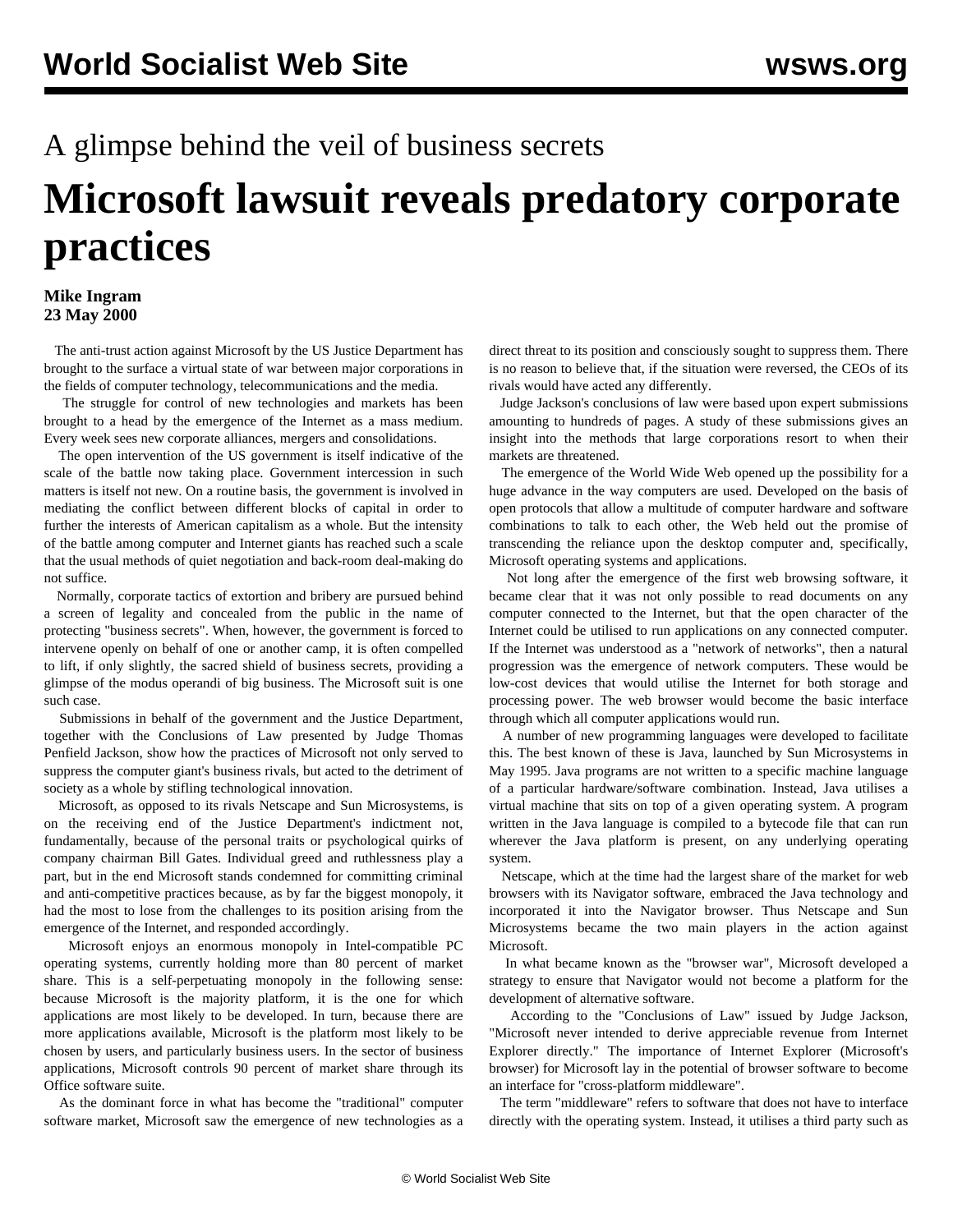A glimpse behind the veil of business secrets

# Microsoft lawsuit reveals predatory corporate practices

**Mike Ingram**
**23 May 2000**

The anti-trust action against Microsoft by the US Justice Department has brought to the surface a virtual state of war between major corporations in the fields of computer technology, telecommunications and the media.

The struggle for control of new technologies and markets has been brought to a head by the emergence of the Internet as a mass medium. Every week sees new corporate alliances, mergers and consolidations.

The open intervention of the US government is itself indicative of the scale of the battle now taking place. Government intercession in such matters is itself not new. On a routine basis, the government is involved in mediating the conflict between different blocks of capital in order to further the interests of American capitalism as a whole. But the intensity of the battle among computer and Internet giants has reached such a scale that the usual methods of quiet negotiation and back-room deal-making do not suffice.

Normally, corporate tactics of extortion and bribery are pursued behind a screen of legality and concealed from the public in the name of protecting "business secrets". When, however, the government is forced to intervene openly on behalf of one or another camp, it is often compelled to lift, if only slightly, the sacred shield of business secrets, providing a glimpse of the modus operandi of big business. The Microsoft suit is one such case.

Submissions in behalf of the government and the Justice Department, together with the Conclusions of Law presented by Judge Thomas Penfield Jackson, show how the practices of Microsoft not only served to suppress the computer giant's business rivals, but acted to the detriment of society as a whole by stifling technological innovation.

Microsoft, as opposed to its rivals Netscape and Sun Microsystems, is on the receiving end of the Justice Department's indictment not, fundamentally, because of the personal traits or psychological quirks of company chairman Bill Gates. Individual greed and ruthlessness play a part, but in the end Microsoft stands condemned for committing criminal and anti-competitive practices because, as by far the biggest monopoly, it had the most to lose from the challenges to its position arising from the emergence of the Internet, and responded accordingly.

Microsoft enjoys an enormous monopoly in Intel-compatible PC operating systems, currently holding more than 80 percent of market share. This is a self-perpetuating monopoly in the following sense: because Microsoft is the majority platform, it is the one for which applications are most likely to be developed. In turn, because there are more applications available, Microsoft is the platform most likely to be chosen by users, and particularly business users. In the sector of business applications, Microsoft controls 90 percent of market share through its Office software suite.

As the dominant force in what has become the "traditional" computer software market, Microsoft saw the emergence of new technologies as a direct threat to its position and consciously sought to suppress them. There is no reason to believe that, if the situation were reversed, the CEOs of its rivals would have acted any differently.

Judge Jackson's conclusions of law were based upon expert submissions amounting to hundreds of pages. A study of these submissions gives an insight into the methods that large corporations resort to when their markets are threatened.

The emergence of the World Wide Web opened up the possibility for a huge advance in the way computers are used. Developed on the basis of open protocols that allow a multitude of computer hardware and software combinations to talk to each other, the Web held out the promise of transcending the reliance upon the desktop computer and, specifically, Microsoft operating systems and applications.

Not long after the emergence of the first web browsing software, it became clear that it was not only possible to read documents on any computer connected to the Internet, but that the open character of the Internet could be utilised to run applications on any connected computer. If the Internet was understood as a "network of networks", then a natural progression was the emergence of network computers. These would be low-cost devices that would utilise the Internet for both storage and processing power. The web browser would become the basic interface through which all computer applications would run.

A number of new programming languages were developed to facilitate this. The best known of these is Java, launched by Sun Microsystems in May 1995. Java programs are not written to a specific machine language of a particular hardware/software combination. Instead, Java utilises a virtual machine that sits on top of a given operating system. A program written in the Java language is compiled to a bytecode file that can run wherever the Java platform is present, on any underlying operating system.

Netscape, which at the time had the largest share of the market for web browsers with its Navigator software, embraced the Java technology and incorporated it into the Navigator browser. Thus Netscape and Sun Microsystems became the two main players in the action against Microsoft.

In what became known as the "browser war", Microsoft developed a strategy to ensure that Navigator would not become a platform for the development of alternative software.

According to the "Conclusions of Law" issued by Judge Jackson, "Microsoft never intended to derive appreciable revenue from Internet Explorer directly." The importance of Internet Explorer (Microsoft's browser) for Microsoft lay in the potential of browser software to become an interface for "cross-platform middleware".

The term "middleware" refers to software that does not have to interface directly with the operating system. Instead, it utilises a third party such as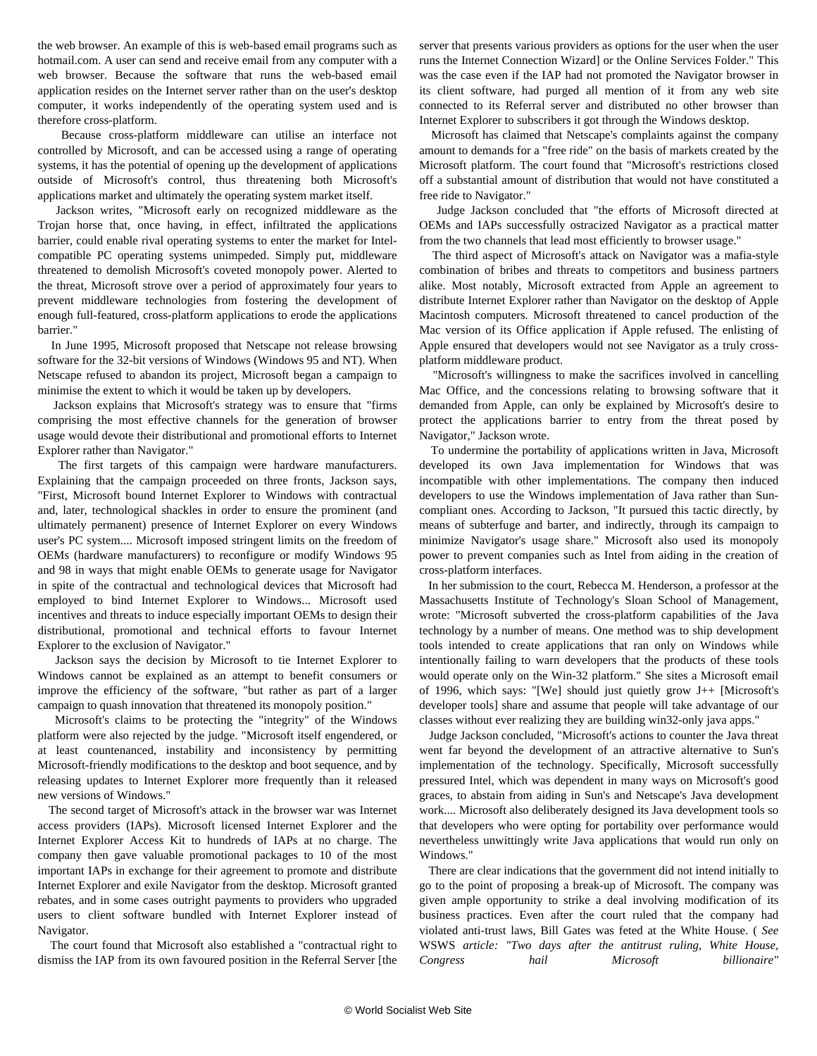the web browser. An example of this is web-based email programs such as hotmail.com. A user can send and receive email from any computer with a web browser. Because the software that runs the web-based email application resides on the Internet server rather than on the user's desktop computer, it works independently of the operating system used and is therefore cross-platform.

Because cross-platform middleware can utilise an interface not controlled by Microsoft, and can be accessed using a range of operating systems, it has the potential of opening up the development of applications outside of Microsoft's control, thus threatening both Microsoft's applications market and ultimately the operating system market itself.

Jackson writes, "Microsoft early on recognized middleware as the Trojan horse that, once having, in effect, infiltrated the applications barrier, could enable rival operating systems to enter the market for Intel-compatible PC operating systems unimpeded. Simply put, middleware threatened to demolish Microsoft's coveted monopoly power. Alerted to the threat, Microsoft strove over a period of approximately four years to prevent middleware technologies from fostering the development of enough full-featured, cross-platform applications to erode the applications barrier."

In June 1995, Microsoft proposed that Netscape not release browsing software for the 32-bit versions of Windows (Windows 95 and NT). When Netscape refused to abandon its project, Microsoft began a campaign to minimise the extent to which it would be taken up by developers.

Jackson explains that Microsoft's strategy was to ensure that "firms comprising the most effective channels for the generation of browser usage would devote their distributional and promotional efforts to Internet Explorer rather than Navigator."

The first targets of this campaign were hardware manufacturers. Explaining that the campaign proceeded on three fronts, Jackson says, "First, Microsoft bound Internet Explorer to Windows with contractual and, later, technological shackles in order to ensure the prominent (and ultimately permanent) presence of Internet Explorer on every Windows user's PC system.... Microsoft imposed stringent limits on the freedom of OEMs (hardware manufacturers) to reconfigure or modify Windows 95 and 98 in ways that might enable OEMs to generate usage for Navigator in spite of the contractual and technological devices that Microsoft had employed to bind Internet Explorer to Windows... Microsoft used incentives and threats to induce especially important OEMs to design their distributional, promotional and technical efforts to favour Internet Explorer to the exclusion of Navigator."

Jackson says the decision by Microsoft to tie Internet Explorer to Windows cannot be explained as an attempt to benefit consumers or improve the efficiency of the software, "but rather as part of a larger campaign to quash innovation that threatened its monopoly position."

Microsoft's claims to be protecting the "integrity" of the Windows platform were also rejected by the judge. "Microsoft itself engendered, or at least countenanced, instability and inconsistency by permitting Microsoft-friendly modifications to the desktop and boot sequence, and by releasing updates to Internet Explorer more frequently than it released new versions of Windows."

The second target of Microsoft's attack in the browser war was Internet access providers (IAPs). Microsoft licensed Internet Explorer and the Internet Explorer Access Kit to hundreds of IAPs at no charge. The company then gave valuable promotional packages to 10 of the most important IAPs in exchange for their agreement to promote and distribute Internet Explorer and exile Navigator from the desktop. Microsoft granted rebates, and in some cases outright payments to providers who upgraded users to client software bundled with Internet Explorer instead of Navigator.

The court found that Microsoft also established a "contractual right to dismiss the IAP from its own favoured position in the Referral Server [the server that presents various providers as options for the user when the user runs the Internet Connection Wizard] or the Online Services Folder." This was the case even if the IAP had not promoted the Navigator browser in its client software, had purged all mention of it from any web site connected to its Referral server and distributed no other browser than Internet Explorer to subscribers it got through the Windows desktop.

Microsoft has claimed that Netscape's complaints against the company amount to demands for a "free ride" on the basis of markets created by the Microsoft platform. The court found that "Microsoft's restrictions closed off a substantial amount of distribution that would not have constituted a free ride to Navigator."

Judge Jackson concluded that "the efforts of Microsoft directed at OEMs and IAPs successfully ostracized Navigator as a practical matter from the two channels that lead most efficiently to browser usage."

The third aspect of Microsoft's attack on Navigator was a mafia-style combination of bribes and threats to competitors and business partners alike. Most notably, Microsoft extracted from Apple an agreement to distribute Internet Explorer rather than Navigator on the desktop of Apple Macintosh computers. Microsoft threatened to cancel production of the Mac version of its Office application if Apple refused. The enlisting of Apple ensured that developers would not see Navigator as a truly cross-platform middleware product.

"Microsoft's willingness to make the sacrifices involved in cancelling Mac Office, and the concessions relating to browsing software that it demanded from Apple, can only be explained by Microsoft's desire to protect the applications barrier to entry from the threat posed by Navigator," Jackson wrote.

To undermine the portability of applications written in Java, Microsoft developed its own Java implementation for Windows that was incompatible with other implementations. The company then induced developers to use the Windows implementation of Java rather than Sun-compliant ones. According to Jackson, "It pursued this tactic directly, by means of subterfuge and barter, and indirectly, through its campaign to minimize Navigator's usage share." Microsoft also used its monopoly power to prevent companies such as Intel from aiding in the creation of cross-platform interfaces.

In her submission to the court, Rebecca M. Henderson, a professor at the Massachusetts Institute of Technology's Sloan School of Management, wrote: "Microsoft subverted the cross-platform capabilities of the Java technology by a number of means. One method was to ship development tools intended to create applications that ran only on Windows while intentionally failing to warn developers that the products of these tools would operate only on the Win-32 platform." She sites a Microsoft email of 1996, which says: "[We] should just quietly grow J++ [Microsoft's developer tools] share and assume that people will take advantage of our classes without ever realizing they are building win32-only java apps."

Judge Jackson concluded, "Microsoft's actions to counter the Java threat went far beyond the development of an attractive alternative to Sun's implementation of the technology. Specifically, Microsoft successfully pressured Intel, which was dependent in many ways on Microsoft's good graces, to abstain from aiding in Sun's and Netscape's Java development work.... Microsoft also deliberately designed its Java development tools so that developers who were opting for portability over performance would nevertheless unwittingly write Java applications that would run only on Windows."

There are clear indications that the government did not intend initially to go to the point of proposing a break-up of Microsoft. The company was given ample opportunity to strike a deal involving modification of its business practices. Even after the court ruled that the company had violated anti-trust laws, Bill Gates was feted at the White House. ( *See* WSWS *article: "Two days after the antitrust ruling, White House, Congress hail Microsoft billionaire"*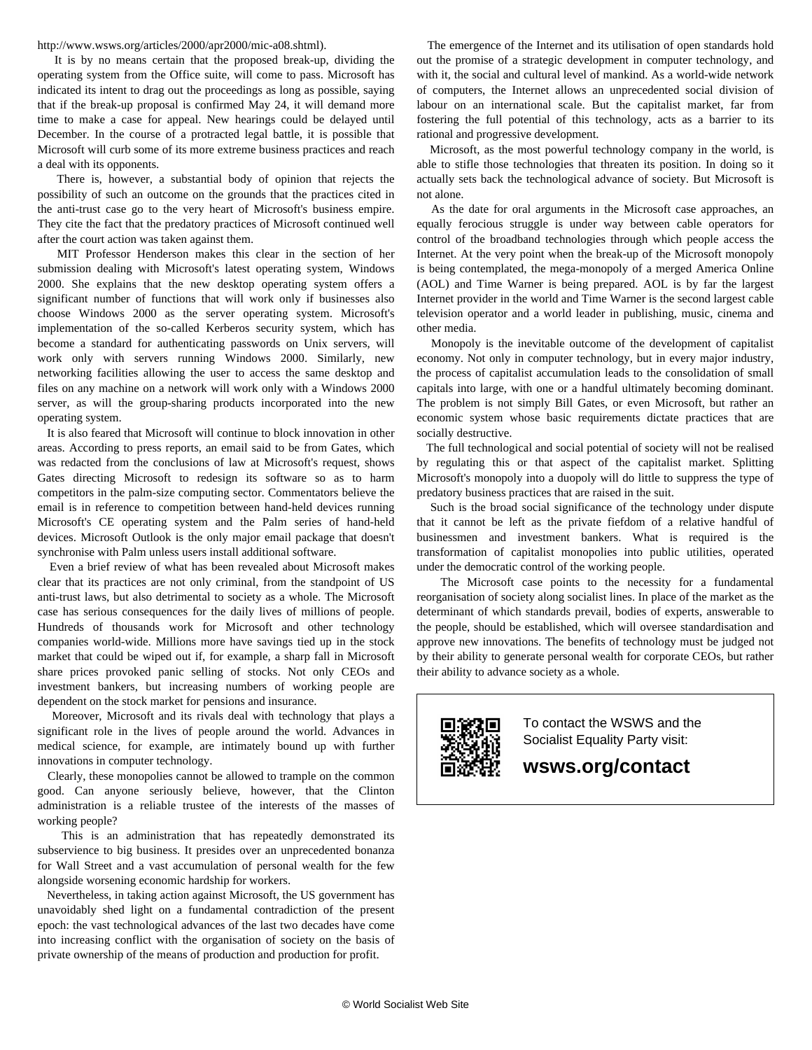http://www.wsws.org/articles/2000/apr2000/mic-a08.shtml).

It is by no means certain that the proposed break-up, dividing the operating system from the Office suite, will come to pass. Microsoft has indicated its intent to drag out the proceedings as long as possible, saying that if the break-up proposal is confirmed May 24, it will demand more time to make a case for appeal. New hearings could be delayed until December. In the course of a protracted legal battle, it is possible that Microsoft will curb some of its more extreme business practices and reach a deal with its opponents.

There is, however, a substantial body of opinion that rejects the possibility of such an outcome on the grounds that the practices cited in the anti-trust case go to the very heart of Microsoft's business empire. They cite the fact that the predatory practices of Microsoft continued well after the court action was taken against them.

MIT Professor Henderson makes this clear in the section of her submission dealing with Microsoft's latest operating system, Windows 2000. She explains that the new desktop operating system offers a significant number of functions that will work only if businesses also choose Windows 2000 as the server operating system. Microsoft's implementation of the so-called Kerberos security system, which has become a standard for authenticating passwords on Unix servers, will work only with servers running Windows 2000. Similarly, new networking facilities allowing the user to access the same desktop and files on any machine on a network will work only with a Windows 2000 server, as will the group-sharing products incorporated into the new operating system.

It is also feared that Microsoft will continue to block innovation in other areas. According to press reports, an email said to be from Gates, which was redacted from the conclusions of law at Microsoft's request, shows Gates directing Microsoft to redesign its software so as to harm competitors in the palm-size computing sector. Commentators believe the email is in reference to competition between hand-held devices running Microsoft's CE operating system and the Palm series of hand-held devices. Microsoft Outlook is the only major email package that doesn't synchronise with Palm unless users install additional software.

Even a brief review of what has been revealed about Microsoft makes clear that its practices are not only criminal, from the standpoint of US anti-trust laws, but also detrimental to society as a whole. The Microsoft case has serious consequences for the daily lives of millions of people. Hundreds of thousands work for Microsoft and other technology companies world-wide. Millions more have savings tied up in the stock market that could be wiped out if, for example, a sharp fall in Microsoft share prices provoked panic selling of stocks. Not only CEOs and investment bankers, but increasing numbers of working people are dependent on the stock market for pensions and insurance.

Moreover, Microsoft and its rivals deal with technology that plays a significant role in the lives of people around the world. Advances in medical science, for example, are intimately bound up with further innovations in computer technology.

Clearly, these monopolies cannot be allowed to trample on the common good. Can anyone seriously believe, however, that the Clinton administration is a reliable trustee of the interests of the masses of working people?

This is an administration that has repeatedly demonstrated its subservience to big business. It presides over an unprecedented bonanza for Wall Street and a vast accumulation of personal wealth for the few alongside worsening economic hardship for workers.

Nevertheless, in taking action against Microsoft, the US government has unavoidably shed light on a fundamental contradiction of the present epoch: the vast technological advances of the last two decades have come into increasing conflict with the organisation of society on the basis of private ownership of the means of production and production for profit.

The emergence of the Internet and its utilisation of open standards hold out the promise of a strategic development in computer technology, and with it, the social and cultural level of mankind. As a world-wide network of computers, the Internet allows an unprecedented social division of labour on an international scale. But the capitalist market, far from fostering the full potential of this technology, acts as a barrier to its rational and progressive development.

Microsoft, as the most powerful technology company in the world, is able to stifle those technologies that threaten its position. In doing so it actually sets back the technological advance of society. But Microsoft is not alone.

As the date for oral arguments in the Microsoft case approaches, an equally ferocious struggle is under way between cable operators for control of the broadband technologies through which people access the Internet. At the very point when the break-up of the Microsoft monopoly is being contemplated, the mega-monopoly of a merged America Online (AOL) and Time Warner is being prepared. AOL is by far the largest Internet provider in the world and Time Warner is the second largest cable television operator and a world leader in publishing, music, cinema and other media.

Monopoly is the inevitable outcome of the development of capitalist economy. Not only in computer technology, but in every major industry, the process of capitalist accumulation leads to the consolidation of small capitals into large, with one or a handful ultimately becoming dominant. The problem is not simply Bill Gates, or even Microsoft, but rather an economic system whose basic requirements dictate practices that are socially destructive.

The full technological and social potential of society will not be realised by regulating this or that aspect of the capitalist market. Splitting Microsoft's monopoly into a duopoly will do little to suppress the type of predatory business practices that are raised in the suit.

Such is the broad social significance of the technology under dispute that it cannot be left as the private fiefdom of a relative handful of businessmen and investment bankers. What is required is the transformation of capitalist monopolies into public utilities, operated under the democratic control of the working people.

The Microsoft case points to the necessity for a fundamental reorganisation of society along socialist lines. In place of the market as the determinant of which standards prevail, bodies of experts, answerable to the people, should be established, which will oversee standardisation and approve new innovations. The benefits of technology must be judged not by their ability to generate personal wealth for corporate CEOs, but rather their ability to advance society as a whole.

To contact the WSWS and the Socialist Equality Party visit:

**wsws.org/contact**